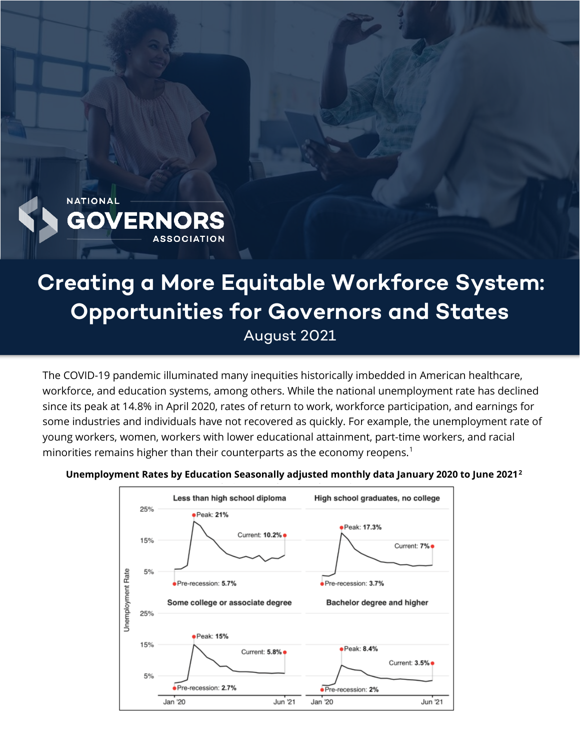NATIONAL GOVERNORS ASSOCIATION

# Creating a More Equitable Workforce System: Opportunities for Governors and States

August 2021

The COVID-19 pandemic illuminated many inequities historically imbedded in American healthcare, workforce, and education systems, among others. While the national unemployment rate has declined since its peak at 14.8% in April 2020, rates of return to work, workforce participation, and earnings for some industries and individuals have not recovered as quickly. For example, the unemployment rate of young workers, women, workers with lower educational attainment, part-time workers, and racial minorities remains higher than their counterparts as the economy reopens.[1]

**Unemployment Rates by Education Seasonally adjusted monthly data January 2020 to June 2021[2]**

| | Pre-recession | Peak | Current |
|---|---|---|---|
| Less than high school diploma | 5.7% | 21% | 10.2% |
| High school graduates, no college | 3.7% | 17.3% | 7% |
| Some college or associate degree | 2.7% | 15% | 5.8% |
| Bachelor degree and higher | 2% | 8.4% | 3.5% |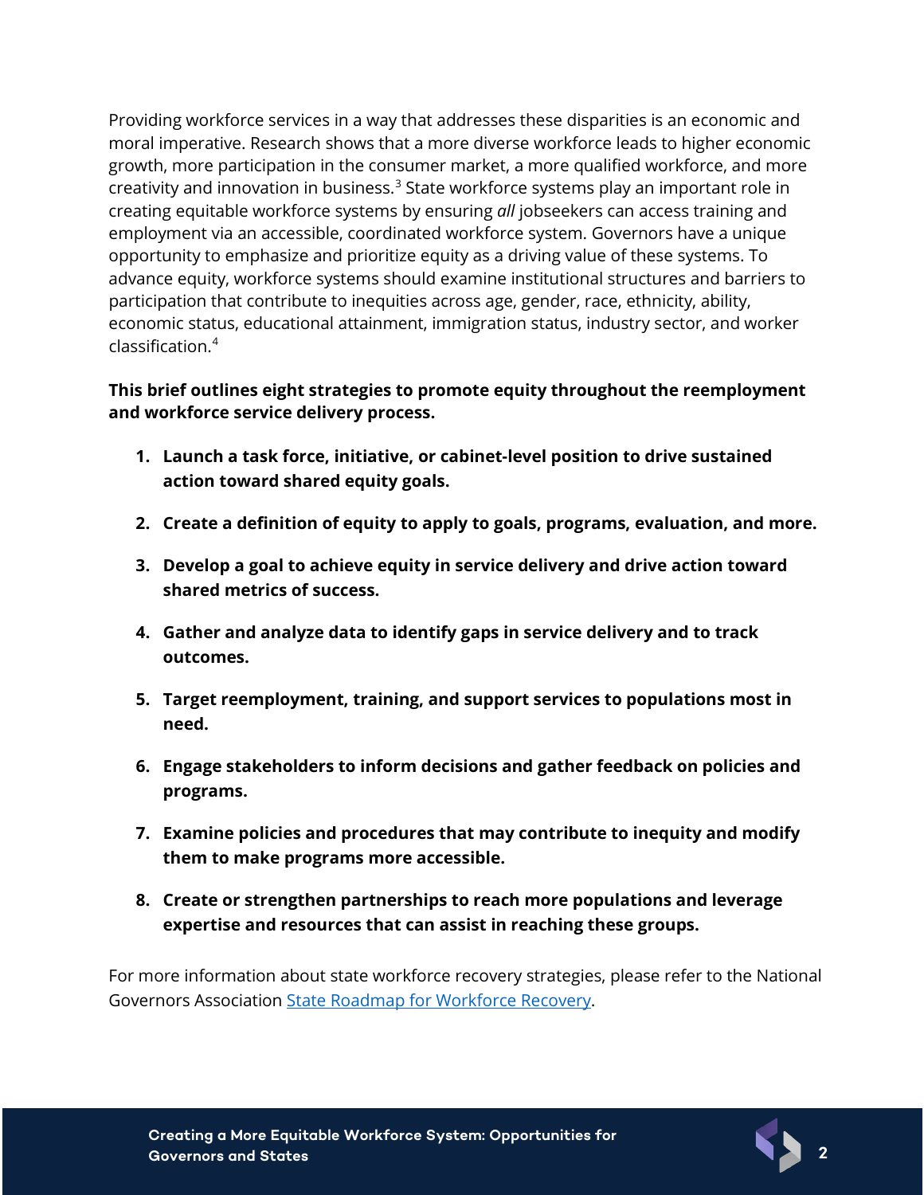Providing workforce services in a way that addresses these disparities is an economic and moral imperative. Research shows that a more diverse workforce leads to higher economic growth, more participation in the consumer market, a more qualified workforce, and more creativity and innovation in business.[3] State workforce systems play an important role in creating equitable workforce systems by ensuring *all* jobseekers can access training and employment via an accessible, coordinated workforce system. Governors have a unique opportunity to emphasize and prioritize equity as a driving value of these systems. To advance equity, workforce systems should examine institutional structures and barriers to participation that contribute to inequities across age, gender, race, ethnicity, ability, economic status, educational attainment, immigration status, industry sector, and worker classification.[4]

**This brief outlines eight strategies to promote equity throughout the reemployment and workforce service delivery process.**

1. **Launch a task force, initiative, or cabinet-level position to drive sustained action toward shared equity goals.**
2. **Create a definition of equity to apply to goals, programs, evaluation, and more.**
3. **Develop a goal to achieve equity in service delivery and drive action toward shared metrics of success.**
4. **Gather and analyze data to identify gaps in service delivery and to track outcomes.**
5. **Target reemployment, training, and support services to populations most in need.**
6. **Engage stakeholders to inform decisions and gather feedback on policies and programs.**
7. **Examine policies and procedures that may contribute to inequity and modify them to make programs more accessible.**
8. **Create or strengthen partnerships to reach more populations and leverage expertise and resources that can assist in reaching these groups.**

For more information about state workforce recovery strategies, please refer to the National Governors Association [State Roadmap for Workforce Recovery](State Roadmap for Workforce Recovery).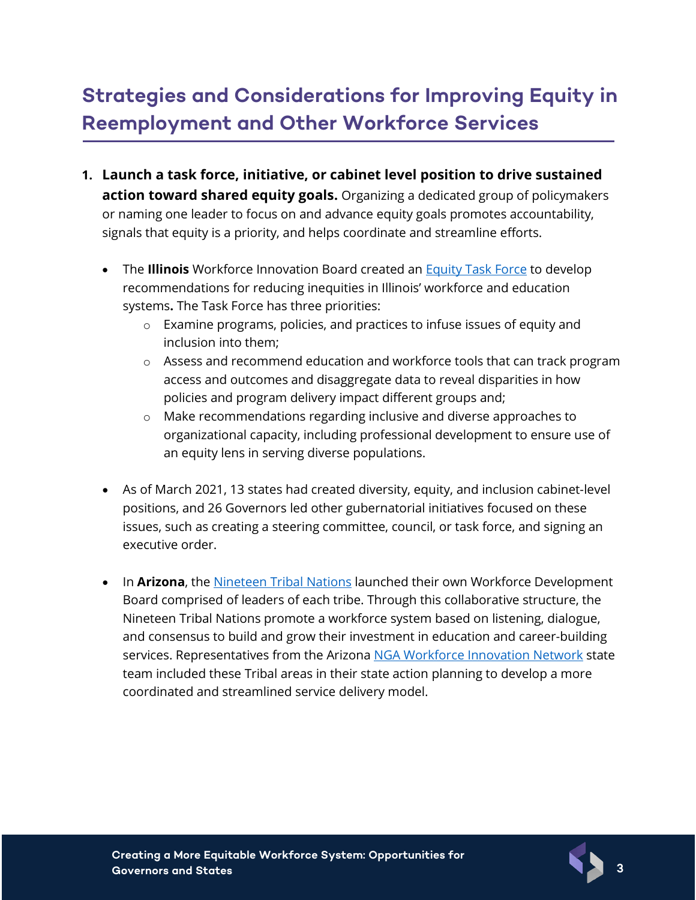## Strategies and Considerations for Improving Equity in Reemployment and Other Workforce Services

1. **Launch a task force, initiative, or cabinet level position to drive sustained action toward shared equity goals.** Organizing a dedicated group of policymakers or naming one leader to focus on and advance equity goals promotes accountability, signals that equity is a priority, and helps coordinate and streamline efforts.

   - The **Illinois** Workforce Innovation Board created an Equity Task Force to develop recommendations for reducing inequities in Illinois' workforce and education systems**.** The Task Force has three priorities:
     - Examine programs, policies, and practices to infuse issues of equity and inclusion into them;
     - Assess and recommend education and workforce tools that can track program access and outcomes and disaggregate data to reveal disparities in how policies and program delivery impact different groups and;
     - Make recommendations regarding inclusive and diverse approaches to organizational capacity, including professional development to ensure use of an equity lens in serving diverse populations.

   - As of March 2021, 13 states had created diversity, equity, and inclusion cabinet-level positions, and 26 Governors led other gubernatorial initiatives focused on these issues, such as creating a steering committee, council, or task force, and signing an executive order.

   - In **Arizona**, the Nineteen Tribal Nations launched their own Workforce Development Board comprised of leaders of each tribe. Through this collaborative structure, the Nineteen Tribal Nations promote a workforce system based on listening, dialogue, and consensus to build and grow their investment in education and career-building services. Representatives from the Arizona NGA Workforce Innovation Network state team included these Tribal areas in their state action planning to develop a more coordinated and streamlined service delivery model.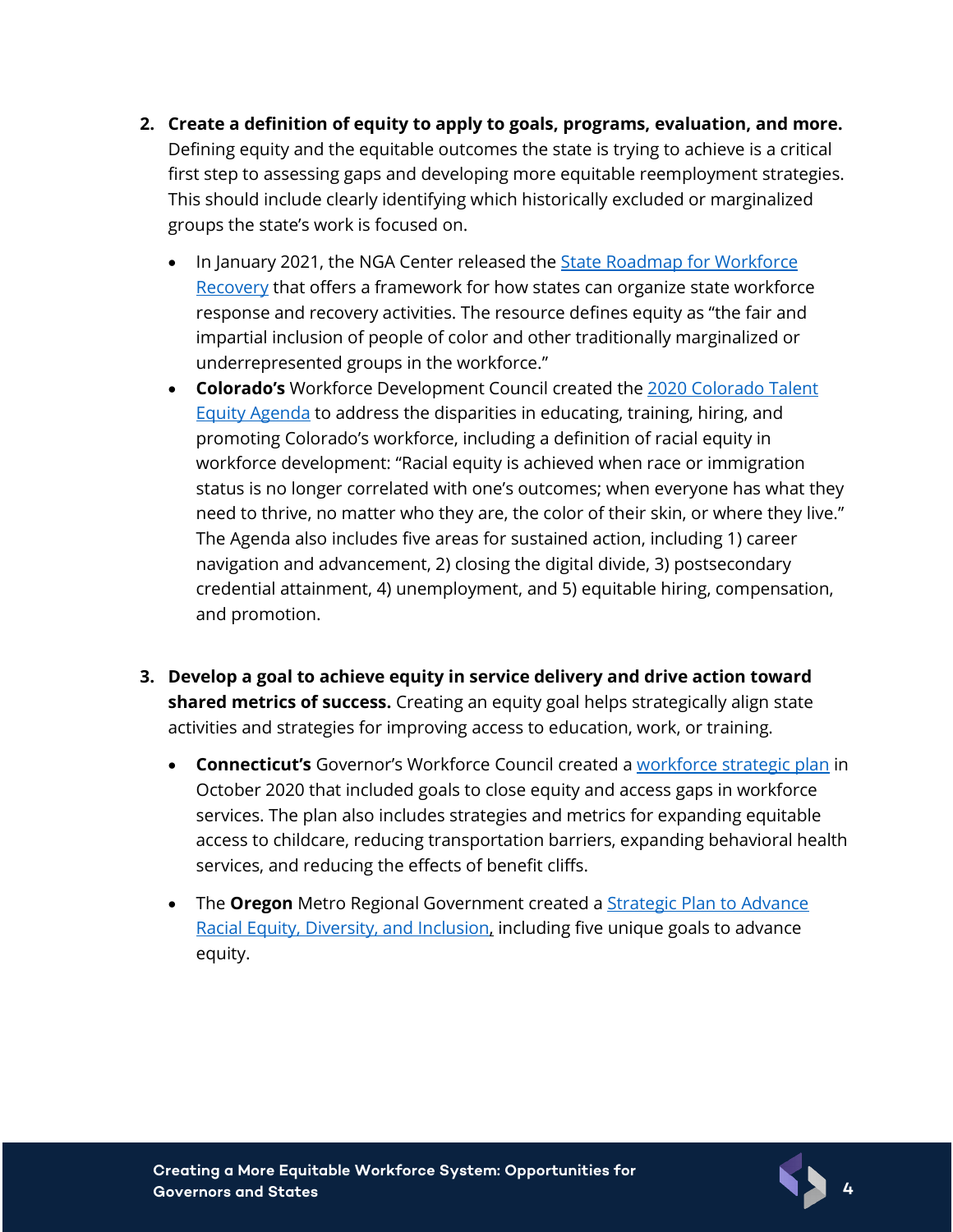2. **Create a definition of equity to apply to goals, programs, evaluation, and more.** Defining equity and the equitable outcomes the state is trying to achieve is a critical first step to assessing gaps and developing more equitable reemployment strategies. This should include clearly identifying which historically excluded or marginalized groups the state's work is focused on.

   - In January 2021, the NGA Center released the State Roadmap for Workforce Recovery that offers a framework for how states can organize state workforce response and recovery activities. The resource defines equity as "the fair and impartial inclusion of people of color and other traditionally marginalized or underrepresented groups in the workforce."
   - **Colorado's** Workforce Development Council created the 2020 Colorado Talent Equity Agenda to address the disparities in educating, training, hiring, and promoting Colorado's workforce, including a definition of racial equity in workforce development: "Racial equity is achieved when race or immigration status is no longer correlated with one's outcomes; when everyone has what they need to thrive, no matter who they are, the color of their skin, or where they live." The Agenda also includes five areas for sustained action, including 1) career navigation and advancement, 2) closing the digital divide, 3) postsecondary credential attainment, 4) unemployment, and 5) equitable hiring, compensation, and promotion.

3. **Develop a goal to achieve equity in service delivery and drive action toward shared metrics of success.** Creating an equity goal helps strategically align state activities and strategies for improving access to education, work, or training.

   - **Connecticut's** Governor's Workforce Council created a workforce strategic plan in October 2020 that included goals to close equity and access gaps in workforce services. The plan also includes strategies and metrics for expanding equitable access to childcare, reducing transportation barriers, expanding behavioral health services, and reducing the effects of benefit cliffs.
   - The **Oregon** Metro Regional Government created a Strategic Plan to Advance Racial Equity, Diversity, and Inclusion, including five unique goals to advance equity.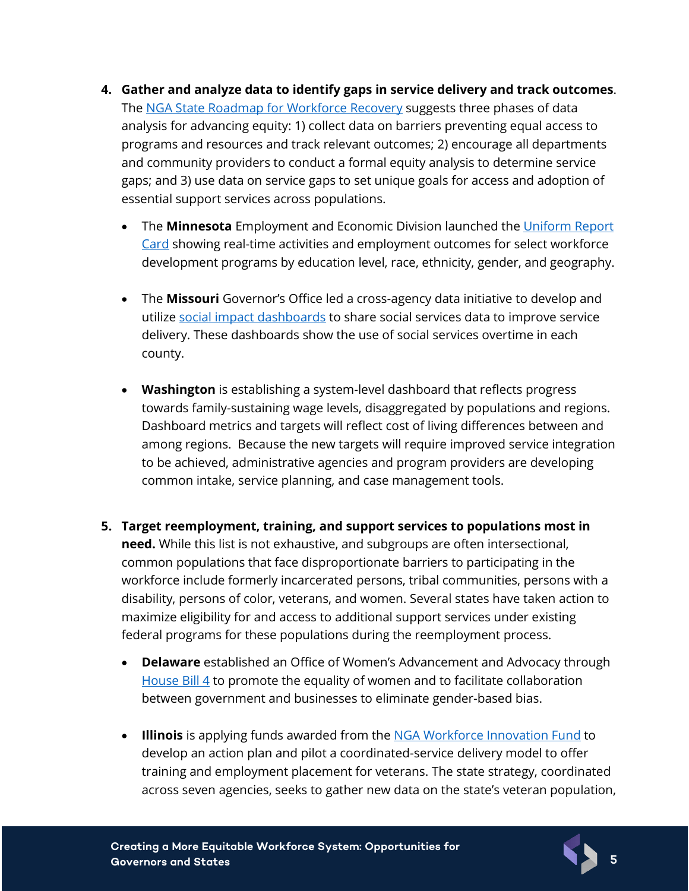4. **Gather and analyze data to identify gaps in service delivery and track outcomes**. The NGA State Roadmap for Workforce Recovery suggests three phases of data analysis for advancing equity: 1) collect data on barriers preventing equal access to programs and resources and track relevant outcomes; 2) encourage all departments and community providers to conduct a formal equity analysis to determine service gaps; and 3) use data on service gaps to set unique goals for access and adoption of essential support services across populations.

   - The **Minnesota** Employment and Economic Division launched the Uniform Report Card showing real-time activities and employment outcomes for select workforce development programs by education level, race, ethnicity, gender, and geography.

   - The **Missouri** Governor's Office led a cross-agency data initiative to develop and utilize social impact dashboards to share social services data to improve service delivery. These dashboards show the use of social services overtime in each county.

   - **Washington** is establishing a system-level dashboard that reflects progress towards family-sustaining wage levels, disaggregated by populations and regions. Dashboard metrics and targets will reflect cost of living differences between and among regions. Because the new targets will require improved service integration to be achieved, administrative agencies and program providers are developing common intake, service planning, and case management tools.

5. **Target reemployment, training, and support services to populations most in need.** While this list is not exhaustive, and subgroups are often intersectional, common populations that face disproportionate barriers to participating in the workforce include formerly incarcerated persons, tribal communities, persons with a disability, persons of color, veterans, and women. Several states have taken action to maximize eligibility for and access to additional support services under existing federal programs for these populations during the reemployment process.

   - **Delaware** established an Office of Women's Advancement and Advocacy through House Bill 4 to promote the equality of women and to facilitate collaboration between government and businesses to eliminate gender-based bias.

   - **Illinois** is applying funds awarded from the NGA Workforce Innovation Fund to develop an action plan and pilot a coordinated-service delivery model to offer training and employment placement for veterans. The state strategy, coordinated across seven agencies, seeks to gather new data on the state's veteran population,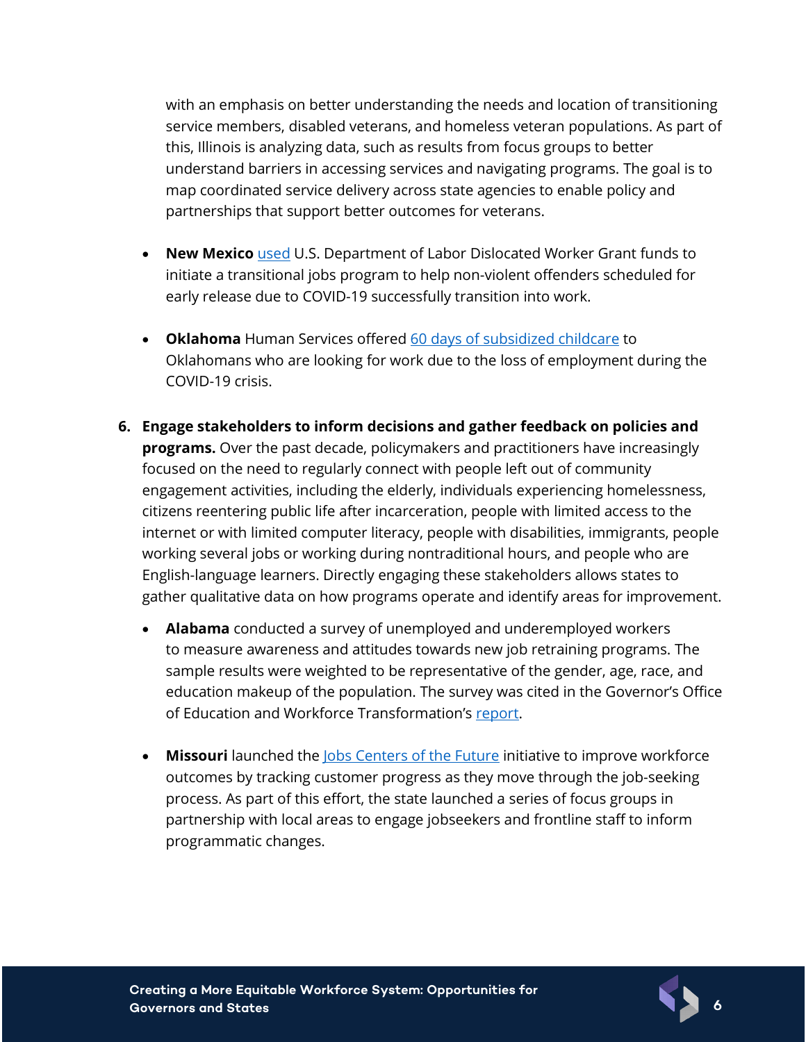with an emphasis on better understanding the needs and location of transitioning service members, disabled veterans, and homeless veteran populations. As part of this, Illinois is analyzing data, such as results from focus groups to better understand barriers in accessing services and navigating programs. The goal is to map coordinated service delivery across state agencies to enable policy and partnerships that support better outcomes for veterans.

- **New Mexico** used U.S. Department of Labor Dislocated Worker Grant funds to initiate a transitional jobs program to help non-violent offenders scheduled for early release due to COVID-19 successfully transition into work.

- **Oklahoma** Human Services offered 60 days of subsidized childcare to Oklahomans who are looking for work due to the loss of employment during the COVID-19 crisis.

6. **Engage stakeholders to inform decisions and gather feedback on policies and programs.** Over the past decade, policymakers and practitioners have increasingly focused on the need to regularly connect with people left out of community engagement activities, including the elderly, individuals experiencing homelessness, citizens reentering public life after incarceration, people with limited access to the internet or with limited computer literacy, people with disabilities, immigrants, people working several jobs or working during nontraditional hours, and people who are English-language learners. Directly engaging these stakeholders allows states to gather qualitative data on how programs operate and identify areas for improvement.

   - **Alabama** conducted a survey of unemployed and underemployed workers to measure awareness and attitudes towards new job retraining programs. The sample results were weighted to be representative of the gender, age, race, and education makeup of the population. The survey was cited in the Governor's Office of Education and Workforce Transformation's report.

   - **Missouri** launched the Jobs Centers of the Future initiative to improve workforce outcomes by tracking customer progress as they move through the job-seeking process. As part of this effort, the state launched a series of focus groups in partnership with local areas to engage jobseekers and frontline staff to inform programmatic changes.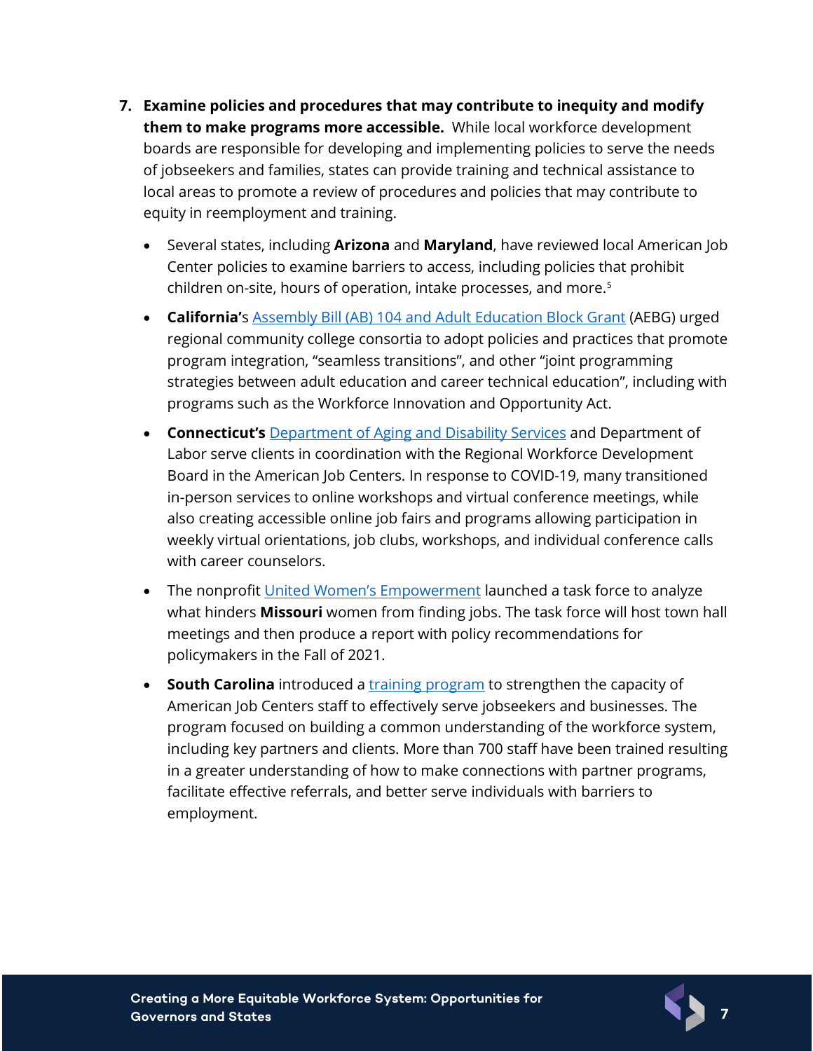7. **Examine policies and procedures that may contribute to inequity and modify them to make programs more accessible.** While local workforce development boards are responsible for developing and implementing policies to serve the needs of jobseekers and families, states can provide training and technical assistance to local areas to promote a review of procedures and policies that may contribute to equity in reemployment and training.

   - Several states, including **Arizona** and **Maryland**, have reviewed local American Job Center policies to examine barriers to access, including policies that prohibit children on-site, hours of operation, intake processes, and more.[5]
   - **California**'s Assembly Bill (AB) 104 and Adult Education Block Grant (AEBG) urged regional community college consortia to adopt policies and practices that promote program integration, "seamless transitions", and other "joint programming strategies between adult education and career technical education", including with programs such as the Workforce Innovation and Opportunity Act.
   - **Connecticut's** Department of Aging and Disability Services and Department of Labor serve clients in coordination with the Regional Workforce Development Board in the American Job Centers. In response to COVID-19, many transitioned in-person services to online workshops and virtual conference meetings, while also creating accessible online job fairs and programs allowing participation in weekly virtual orientations, job clubs, workshops, and individual conference calls with career counselors.
   - The nonprofit United Women's Empowerment launched a task force to analyze what hinders **Missouri** women from finding jobs. The task force will host town hall meetings and then produce a report with policy recommendations for policymakers in the Fall of 2021.
   - **South Carolina** introduced a training program to strengthen the capacity of American Job Centers staff to effectively serve jobseekers and businesses. The program focused on building a common understanding of the workforce system, including key partners and clients. More than 700 staff have been trained resulting in a greater understanding of how to make connections with partner programs, facilitate effective referrals, and better serve individuals with barriers to employment.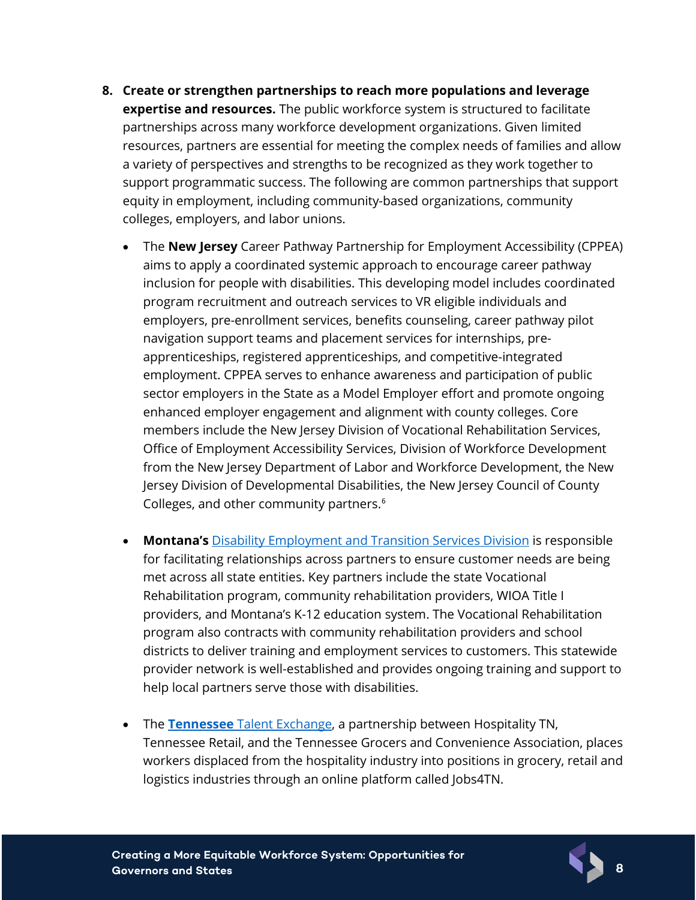8. **Create or strengthen partnerships to reach more populations and leverage expertise and resources.** The public workforce system is structured to facilitate partnerships across many workforce development organizations. Given limited resources, partners are essential for meeting the complex needs of families and allow a variety of perspectives and strengths to be recognized as they work together to support programmatic success. The following are common partnerships that support equity in employment, including community-based organizations, community colleges, employers, and labor unions.

   - The **New Jersey** Career Pathway Partnership for Employment Accessibility (CPPEA) aims to apply a coordinated systemic approach to encourage career pathway inclusion for people with disabilities. This developing model includes coordinated program recruitment and outreach services to VR eligible individuals and employers, pre-enrollment services, benefits counseling, career pathway pilot navigation support teams and placement services for internships, pre-apprenticeships, registered apprenticeships, and competitive-integrated employment. CPPEA serves to enhance awareness and participation of public sector employers in the State as a Model Employer effort and promote ongoing enhanced employer engagement and alignment with county colleges. Core members include the New Jersey Division of Vocational Rehabilitation Services, Office of Employment Accessibility Services, Division of Workforce Development from the New Jersey Department of Labor and Workforce Development, the New Jersey Division of Developmental Disabilities, the New Jersey Council of County Colleges, and other community partners.[6]

   - **Montana's** Disability Employment and Transition Services Division is responsible for facilitating relationships across partners to ensure customer needs are being met across all state entities. Key partners include the state Vocational Rehabilitation program, community rehabilitation providers, WIOA Title I providers, and Montana's K-12 education system. The Vocational Rehabilitation program also contracts with community rehabilitation providers and school districts to deliver training and employment services to customers. This statewide provider network is well-established and provides ongoing training and support to help local partners serve those with disabilities.

   - The **Tennessee** Talent Exchange, a partnership between Hospitality TN, Tennessee Retail, and the Tennessee Grocers and Convenience Association, places workers displaced from the hospitality industry into positions in grocery, retail and logistics industries through an online platform called Jobs4TN.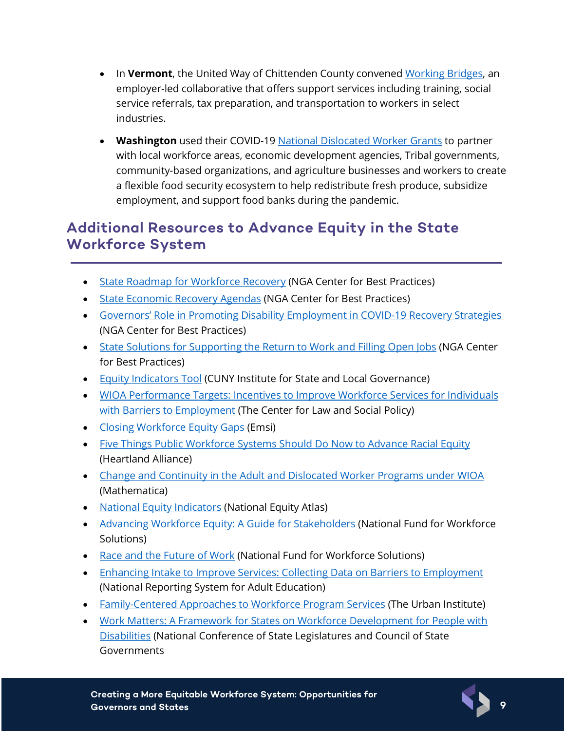- In **Vermont**, the United Way of Chittenden County convened Working Bridges, an employer-led collaborative that offers support services including training, social service referrals, tax preparation, and transportation to workers in select industries.
- **Washington** used their COVID-19 National Dislocated Worker Grants to partner with local workforce areas, economic development agencies, Tribal governments, community-based organizations, and agriculture businesses and workers to create a flexible food security ecosystem to help redistribute fresh produce, subsidize employment, and support food banks during the pandemic.

## Additional Resources to Advance Equity in the State Workforce System

- State Roadmap for Workforce Recovery (NGA Center for Best Practices)
- State Economic Recovery Agendas (NGA Center for Best Practices)
- Governors' Role in Promoting Disability Employment in COVID-19 Recovery Strategies (NGA Center for Best Practices)
- State Solutions for Supporting the Return to Work and Filling Open Jobs (NGA Center for Best Practices)
- Equity Indicators Tool (CUNY Institute for State and Local Governance)
- WIOA Performance Targets: Incentives to Improve Workforce Services for Individuals with Barriers to Employment (The Center for Law and Social Policy)
- Closing Workforce Equity Gaps (Emsi)
- Five Things Public Workforce Systems Should Do Now to Advance Racial Equity (Heartland Alliance)
- Change and Continuity in the Adult and Dislocated Worker Programs under WIOA (Mathematica)
- National Equity Indicators (National Equity Atlas)
- Advancing Workforce Equity: A Guide for Stakeholders (National Fund for Workforce Solutions)
- Race and the Future of Work (National Fund for Workforce Solutions)
- Enhancing Intake to Improve Services: Collecting Data on Barriers to Employment (National Reporting System for Adult Education)
- Family-Centered Approaches to Workforce Program Services (The Urban Institute)
- Work Matters: A Framework for States on Workforce Development for People with Disabilities (National Conference of State Legislatures and Council of State Governments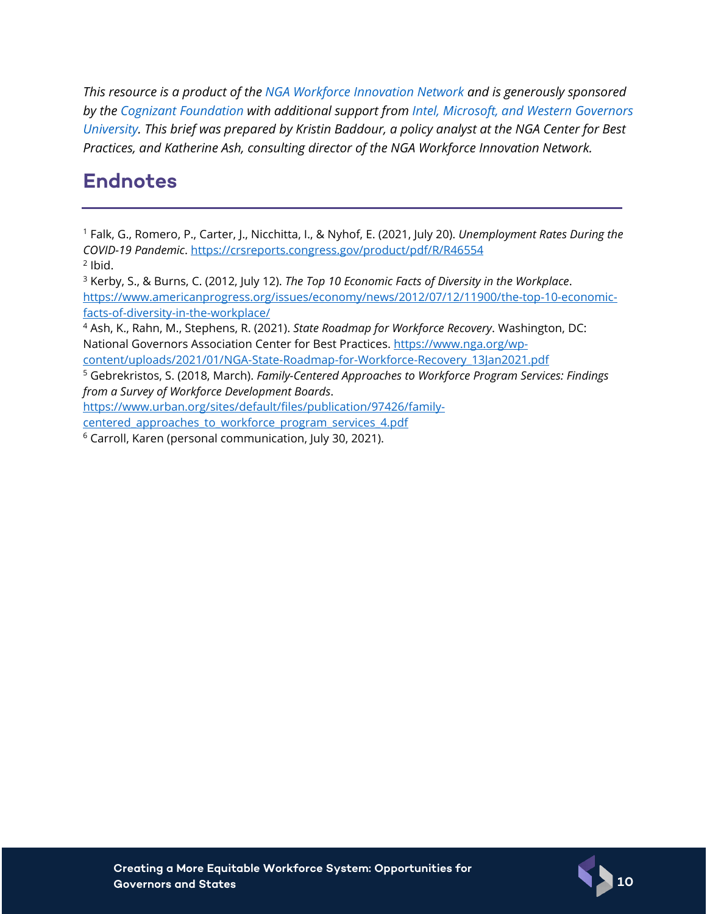*This resource is a product of the NGA Workforce Innovation Network and is generously sponsored by the Cognizant Foundation with additional support from Intel, Microsoft, and Western Governors University. This brief was prepared by Kristin Baddour, a policy analyst at the NGA Center for Best Practices, and Katherine Ash, consulting director of the NGA Workforce Innovation Network.*

## Endnotes

[1] Falk, G., Romero, P., Carter, J., Nicchitta, I., & Nyhof, E. (2021, July 20). *Unemployment Rates During the COVID-19 Pandemic*. https://crsreports.congress.gov/product/pdf/R/R46554

[2] Ibid.

[3] Kerby, S., & Burns, C. (2012, July 12). *The Top 10 Economic Facts of Diversity in the Workplace*. https://www.americanprogress.org/issues/economy/news/2012/07/12/11900/the-top-10-economic-facts-of-diversity-in-the-workplace/

[4] Ash, K., Rahn, M., Stephens, R. (2021). *State Roadmap for Workforce Recovery*. Washington, DC: National Governors Association Center for Best Practices. https://www.nga.org/wp-content/uploads/2021/01/NGA-State-Roadmap-for-Workforce-Recovery_13Jan2021.pdf

[5] Gebrekristos, S. (2018, March). *Family-Centered Approaches to Workforce Program Services: Findings from a Survey of Workforce Development Boards*. https://www.urban.org/sites/default/files/publication/97426/family-centered_approaches_to_workforce_program_services_4.pdf

[6] Carroll, Karen (personal communication, July 30, 2021).